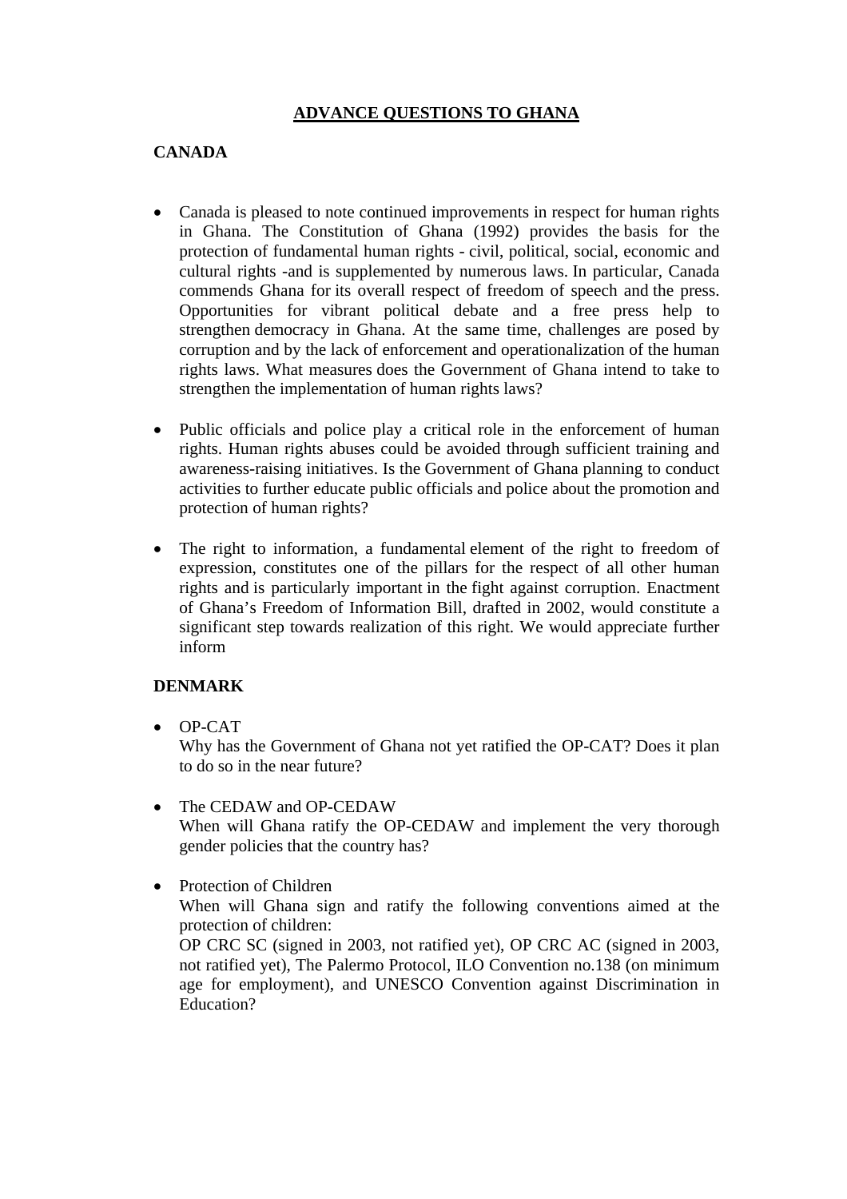# ADVANCE QUESTIONS TO GHANA

## CANADA

- Canada is pleased to note continued improvements in respect for human rights in Ghana. The Constitution of Ghana (1992) provides the basis for the protection of fundamental human rights - civil, political, social, economic and cultural rights -and is supplemented by numerous laws. In particular, Canada commends Ghana for its overall respect of freedom of speech and the press. Opportunities for vibrant political debate and a free press help to strengthen democracy in Ghana. At the same time, challenges are posed by corruption and by the lack of enforcement and operationalization of the human rights laws. What measures does the Government of Ghana intend to take to strengthen the implementation of human rights laws?

- Public officials and police play a critical role in the enforcement of human rights. Human rights abuses could be avoided through sufficient training and awareness-raising initiatives. Is the Government of Ghana planning to conduct activities to further educate public officials and police about the promotion and protection of human rights?

- The right to information, a fundamental element of the right to freedom of expression, constitutes one of the pillars for the respect of all other human rights and is particularly important in the fight against corruption. Enactment of Ghana's Freedom of Information Bill, drafted in 2002, would constitute a significant step towards realization of this right. We would appreciate further inform

## DENMARK

- OP-CAT
  Why has the Government of Ghana not yet ratified the OP-CAT? Does it plan to do so in the near future?

- The CEDAW and OP-CEDAW
  When will Ghana ratify the OP-CEDAW and implement the very thorough gender policies that the country has?

- Protection of Children
  When will Ghana sign and ratify the following conventions aimed at the protection of children:
  OP CRC SC (signed in 2003, not ratified yet), OP CRC AC (signed in 2003, not ratified yet), The Palermo Protocol, ILO Convention no.138 (on minimum age for employment), and UNESCO Convention against Discrimination in Education?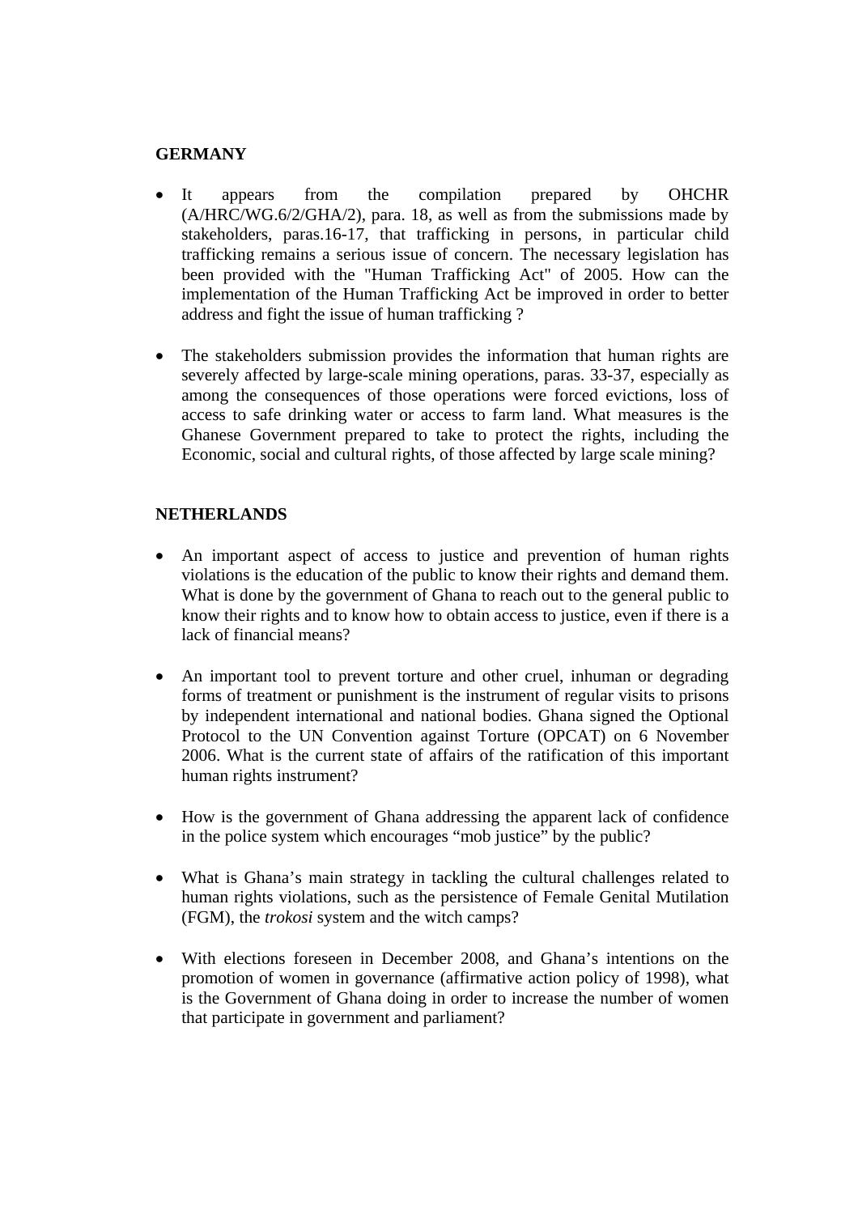**GERMANY**

- It appears from the compilation prepared by OHCHR (A/HRC/WG.6/2/GHA/2), para. 18, as well as from the submissions made by stakeholders, paras.16-17, that trafficking in persons, in particular child trafficking remains a serious issue of concern. The necessary legislation has been provided with the "Human Trafficking Act" of 2005. How can the implementation of the Human Trafficking Act be improved in order to better address and fight the issue of human trafficking ?

- The stakeholders submission provides the information that human rights are severely affected by large-scale mining operations, paras. 33-37, especially as among the consequences of those operations were forced evictions, loss of access to safe drinking water or access to farm land. What measures is the Ghanese Government prepared to take to protect the rights, including the Economic, social and cultural rights, of those affected by large scale mining?

**NETHERLANDS**

- An important aspect of access to justice and prevention of human rights violations is the education of the public to know their rights and demand them. What is done by the government of Ghana to reach out to the general public to know their rights and to know how to obtain access to justice, even if there is a lack of financial means?

- An important tool to prevent torture and other cruel, inhuman or degrading forms of treatment or punishment is the instrument of regular visits to prisons by independent international and national bodies. Ghana signed the Optional Protocol to the UN Convention against Torture (OPCAT) on 6 November 2006. What is the current state of affairs of the ratification of this important human rights instrument?

- How is the government of Ghana addressing the apparent lack of confidence in the police system which encourages “mob justice” by the public?

- What is Ghana’s main strategy in tackling the cultural challenges related to human rights violations, such as the persistence of Female Genital Mutilation (FGM), the *trokosi* system and the witch camps?

- With elections foreseen in December 2008, and Ghana’s intentions on the promotion of women in governance (affirmative action policy of 1998), what is the Government of Ghana doing in order to increase the number of women that participate in government and parliament?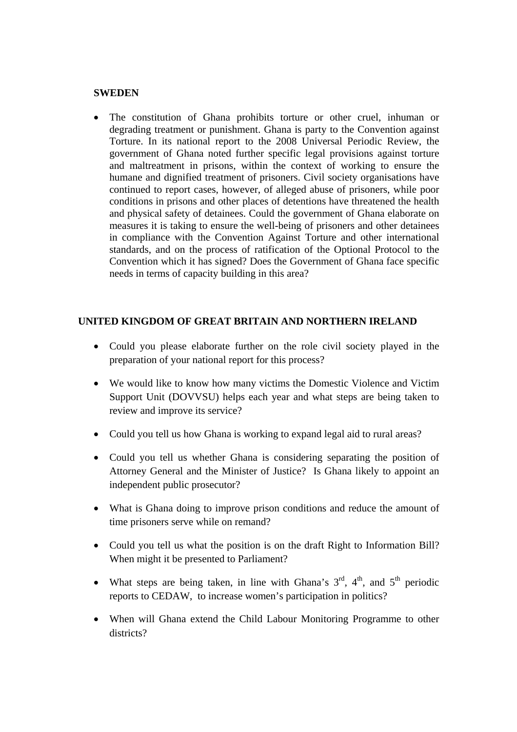**SWEDEN**

- The constitution of Ghana prohibits torture or other cruel, inhuman or degrading treatment or punishment. Ghana is party to the Convention against Torture. In its national report to the 2008 Universal Periodic Review, the government of Ghana noted further specific legal provisions against torture and maltreatment in prisons, within the context of working to ensure the humane and dignified treatment of prisoners. Civil society organisations have continued to report cases, however, of alleged abuse of prisoners, while poor conditions in prisons and other places of detentions have threatened the health and physical safety of detainees. Could the government of Ghana elaborate on measures it is taking to ensure the well-being of prisoners and other detainees in compliance with the Convention Against Torture and other international standards, and on the process of ratification of the Optional Protocol to the Convention which it has signed? Does the Government of Ghana face specific needs in terms of capacity building in this area?

**UNITED KINGDOM OF GREAT BRITAIN AND NORTHERN IRELAND**

- Could you please elaborate further on the role civil society played in the preparation of your national report for this process?
- We would like to know how many victims the Domestic Violence and Victim Support Unit (DOVVSU) helps each year and what steps are being taken to review and improve its service?
- Could you tell us how Ghana is working to expand legal aid to rural areas?
- Could you tell us whether Ghana is considering separating the position of Attorney General and the Minister of Justice? Is Ghana likely to appoint an independent public prosecutor?
- What is Ghana doing to improve prison conditions and reduce the amount of time prisoners serve while on remand?
- Could you tell us what the position is on the draft Right to Information Bill? When might it be presented to Parliament?
- What steps are being taken, in line with Ghana's 3rd, 4th, and 5th periodic reports to CEDAW, to increase women's participation in politics?
- When will Ghana extend the Child Labour Monitoring Programme to other districts?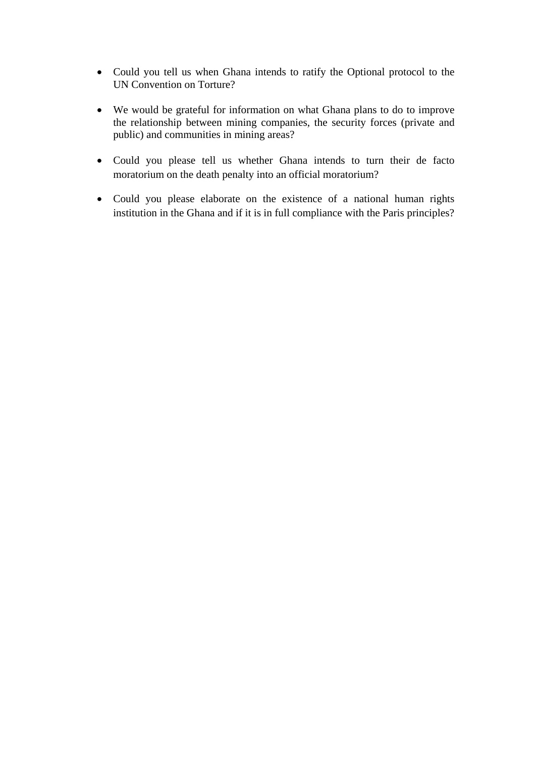- Could you tell us when Ghana intends to ratify the Optional protocol to the UN Convention on Torture?

- We would be grateful for information on what Ghana plans to do to improve the relationship between mining companies, the security forces (private and public) and communities in mining areas?

- Could you please tell us whether Ghana intends to turn their de facto moratorium on the death penalty into an official moratorium?

- Could you please elaborate on the existence of a national human rights institution in the Ghana and if it is in full compliance with the Paris principles?